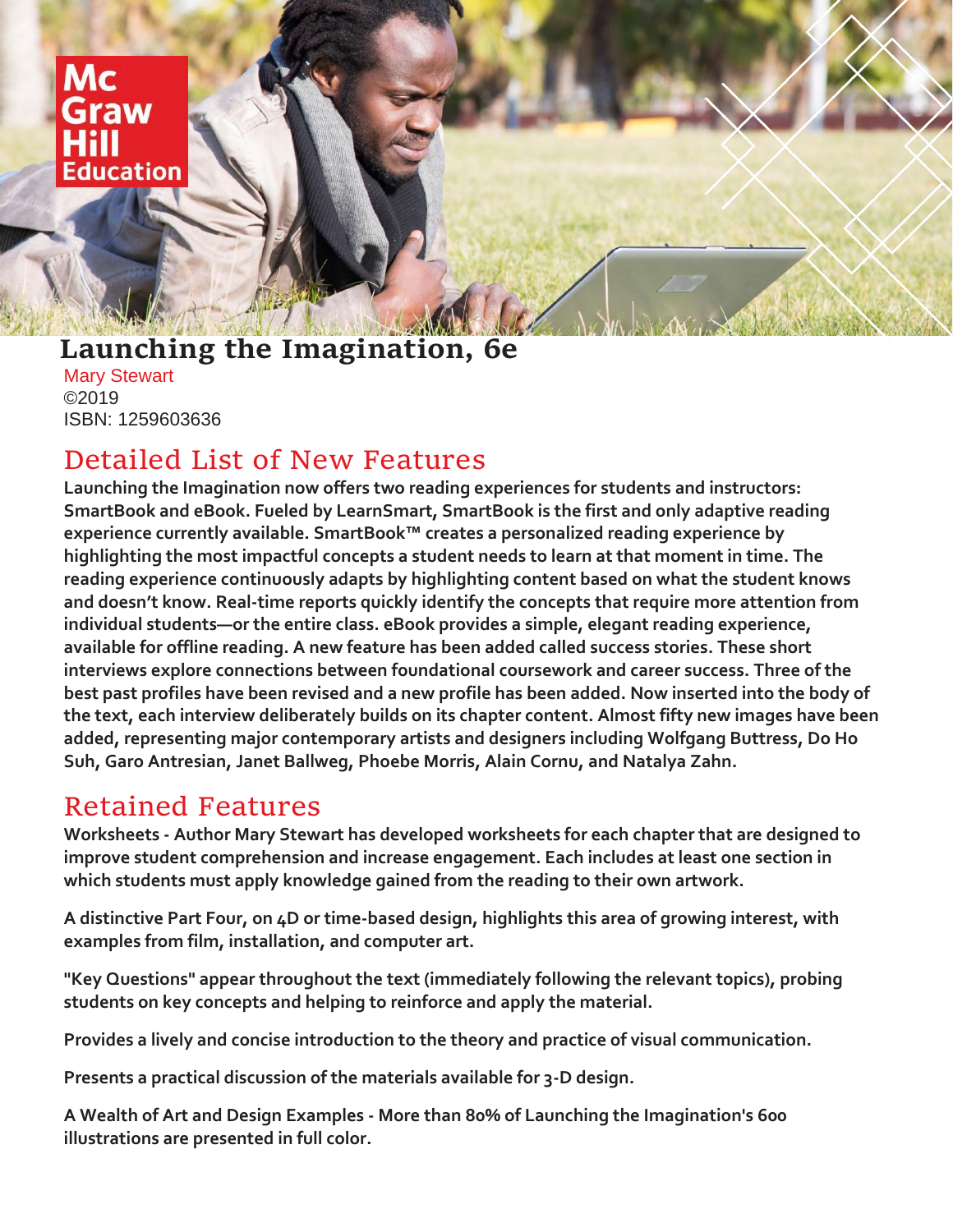# Launching the Imagination, 6e

Mary Stewart
©2019
ISBN: 1259603636

## Detailed List of New Features

**Launching the Imagination now offers two reading experiences for students and instructors: SmartBook and eBook. Fueled by LearnSmart, SmartBook is the first and only adaptive reading experience currently available. SmartBook™ creates a personalized reading experience by highlighting the most impactful concepts a student needs to learn at that moment in time. The reading experience continuously adapts by highlighting content based on what the student knows and doesn't know. Real-time reports quickly identify the concepts that require more attention from individual students—or the entire class. eBook provides a simple, elegant reading experience, available for offline reading. A new feature has been added called success stories. These short interviews explore connections between foundational coursework and career success. Three of the best past profiles have been revised and a new profile has been added. Now inserted into the body of the text, each interview deliberately builds on its chapter content. Almost fifty new images have been added, representing major contemporary artists and designers including Wolfgang Buttress, Do Ho Suh, Garo Antresian, Janet Ballweg, Phoebe Morris, Alain Cornu, and Natalya Zahn.**

## Retained Features

**Worksheets - Author Mary Stewart has developed worksheets for each chapter that are designed to improve student comprehension and increase engagement. Each includes at least one section in which students must apply knowledge gained from the reading to their own artwork.**

**A distinctive Part Four, on 4D or time-based design, highlights this area of growing interest, with examples from film, installation, and computer art.**

**"Key Questions" appear throughout the text (immediately following the relevant topics), probing students on key concepts and helping to reinforce and apply the material.**

**Provides a lively and concise introduction to the theory and practice of visual communication.**

**Presents a practical discussion of the materials available for 3-D design.**

**A Wealth of Art and Design Examples - More than 80% of Launching the Imagination's 600 illustrations are presented in full color.**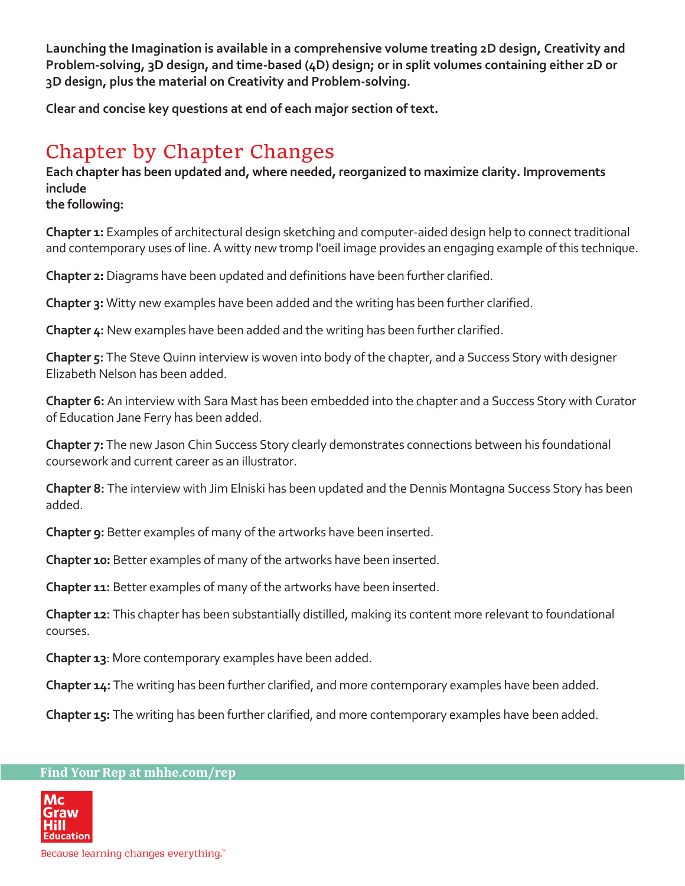**Launching the Imagination is available in a comprehensive volume treating 2D design, Creativity and Problem-solving, 3D design, and time-based (4D) design; or in split volumes containing either 2D or 3D design, plus the material on Creativity and Problem-solving.**

**Clear and concise key questions at end of each major section of text.**

## Chapter by Chapter Changes

**Each chapter has been updated and, where needed, reorganized to maximize clarity. Improvements include the following:**

**Chapter 1:** Examples of architectural design sketching and computer-aided design help to connect traditional and contemporary uses of line. A witty new tromp l'oeil image provides an engaging example of this technique.

**Chapter 2:** Diagrams have been updated and definitions have been further clarified.

**Chapter 3:** Witty new examples have been added and the writing has been further clarified.

**Chapter 4:** New examples have been added and the writing has been further clarified.

**Chapter 5:** The Steve Quinn interview is woven into body of the chapter, and a Success Story with designer Elizabeth Nelson has been added.

**Chapter 6:** An interview with Sara Mast has been embedded into the chapter and a Success Story with Curator of Education Jane Ferry has been added.

**Chapter 7:** The new Jason Chin Success Story clearly demonstrates connections between his foundational coursework and current career as an illustrator.

**Chapter 8:** The interview with Jim Elniski has been updated and the Dennis Montagna Success Story has been added.

**Chapter 9:** Better examples of many of the artworks have been inserted.

**Chapter 10:** Better examples of many of the artworks have been inserted.

**Chapter 11:** Better examples of many of the artworks have been inserted.

**Chapter 12:** This chapter has been substantially distilled, making its content more relevant to foundational courses.

**Chapter 13**: More contemporary examples have been added.

**Chapter 14:** The writing has been further clarified, and more contemporary examples have been added.

**Chapter 15:** The writing has been further clarified, and more contemporary examples have been added.

**Find Your Rep at mhhe.com/rep**

Mc Graw Hill Education

Because learning changes everything.™